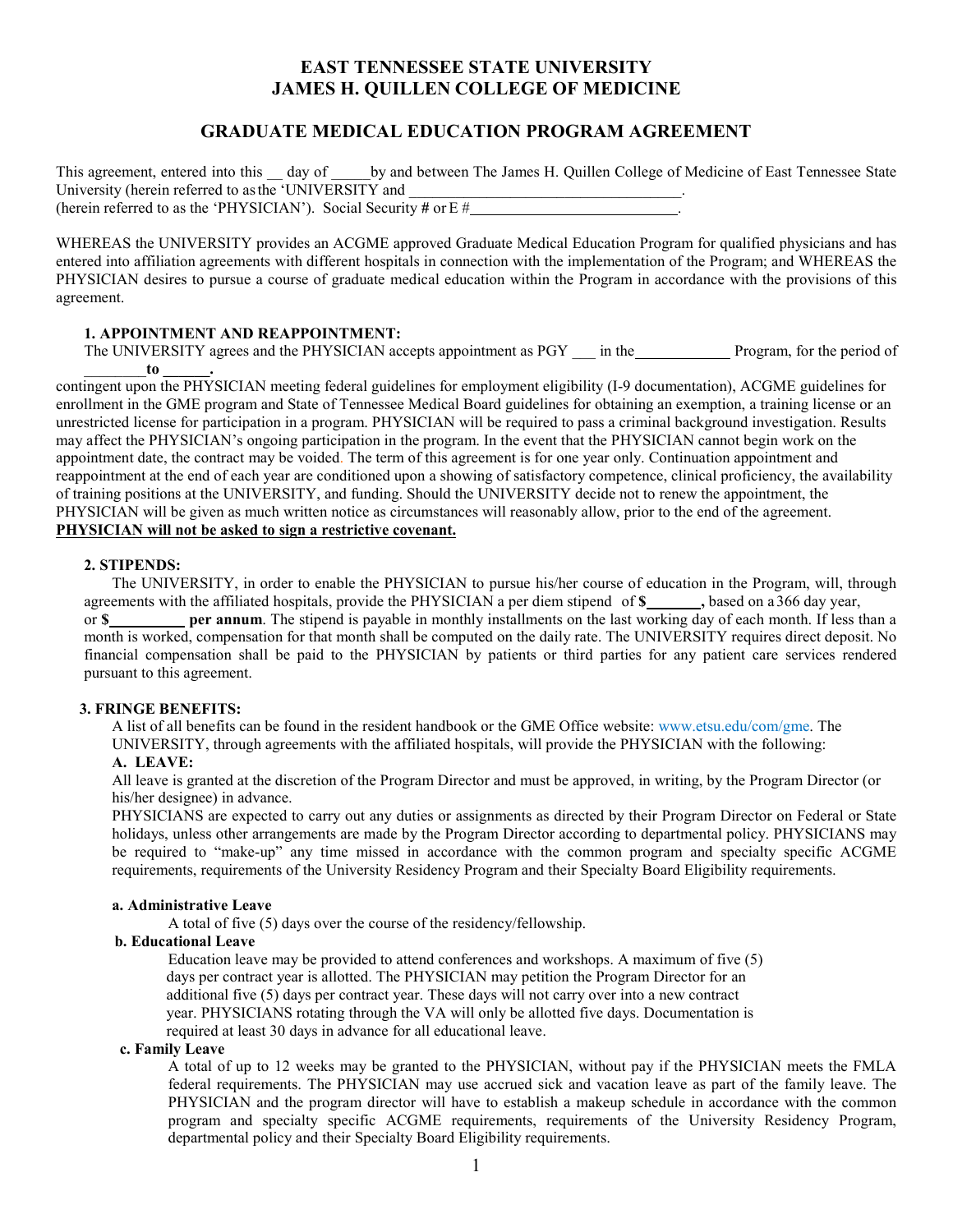# EAST TENNESSEE STATE UNIVERSITY
# JAMES H. QUILLEN COLLEGE OF MEDICINE

## GRADUATE MEDICAL EDUCATION PROGRAM AGREEMENT

This agreement, entered into this __ day of _____by and between The James H. Quillen College of Medicine of East Tennessee State University (herein referred to as the 'UNIVERSITY and ___________________________________. (herein referred to as the 'PHYSICIAN'). Social Security # or E #___________________________.

WHEREAS the UNIVERSITY provides an ACGME approved Graduate Medical Education Program for qualified physicians and has entered into affiliation agreements with different hospitals in connection with the implementation of the Program; and WHEREAS the PHYSICIAN desires to pursue a course of graduate medical education within the Program in accordance with the provisions of this agreement.

### 1. APPOINTMENT AND REAPPOINTMENT:

The UNIVERSITY agrees and the PHYSICIAN accepts appointment as PGY ___ in the____________ Program, for the period of ________**to ______.**

contingent upon the PHYSICIAN meeting federal guidelines for employment eligibility (I-9 documentation), ACGME guidelines for enrollment in the GME program and State of Tennessee Medical Board guidelines for obtaining an exemption, a training license or an unrestricted license for participation in a program. PHYSICIAN will be required to pass a criminal background investigation. Results may affect the PHYSICIAN's ongoing participation in the program. In the event that the PHYSICIAN cannot begin work on the appointment date, the contract may be voided. The term of this agreement is for one year only. Continuation appointment and reappointment at the end of each year are conditioned upon a showing of satisfactory competence, clinical proficiency, the availability of training positions at the UNIVERSITY, and funding. Should the UNIVERSITY decide not to renew the appointment, the PHYSICIAN will be given as much written notice as circumstances will reasonably allow, prior to the end of the agreement.

**PHYSICIAN will not be asked to sign a restrictive covenant.**

### 2. STIPENDS:

The UNIVERSITY, in order to enable the PHYSICIAN to pursue his/her course of education in the Program, will, through agreements with the affiliated hospitals, provide the PHYSICIAN a per diem stipend of **$_______,** based on a 366 day year, or **$__________ per annum**. The stipend is payable in monthly installments on the last working day of each month. If less than a month is worked, compensation for that month shall be computed on the daily rate. The UNIVERSITY requires direct deposit. No financial compensation shall be paid to the PHYSICIAN by patients or third parties for any patient care services rendered pursuant to this agreement.

### 3. FRINGE BENEFITS:

A list of all benefits can be found in the resident handbook or the GME Office website: www.etsu.edu/com/gme. The UNIVERSITY, through agreements with the affiliated hospitals, will provide the PHYSICIAN with the following:

**A. LEAVE:**

All leave is granted at the discretion of the Program Director and must be approved, in writing, by the Program Director (or his/her designee) in advance.

PHYSICIANS are expected to carry out any duties or assignments as directed by their Program Director on Federal or State holidays, unless other arrangements are made by the Program Director according to departmental policy. PHYSICIANS may be required to "make-up" any time missed in accordance with the common program and specialty specific ACGME requirements, requirements of the University Residency Program and their Specialty Board Eligibility requirements.

**a. Administrative Leave**

A total of five (5) days over the course of the residency/fellowship.

**b. Educational Leave**

Education leave may be provided to attend conferences and workshops. A maximum of five (5) days per contract year is allotted. The PHYSICIAN may petition the Program Director for an additional five (5) days per contract year. These days will not carry over into a new contract year. PHYSICIANS rotating through the VA will only be allotted five days. Documentation is required at least 30 days in advance for all educational leave.

**c. Family Leave**

A total of up to 12 weeks may be granted to the PHYSICIAN, without pay if the PHYSICIAN meets the FMLA federal requirements. The PHYSICIAN may use accrued sick and vacation leave as part of the family leave. The PHYSICIAN and the program director will have to establish a makeup schedule in accordance with the common program and specialty specific ACGME requirements, requirements of the University Residency Program, departmental policy and their Specialty Board Eligibility requirements.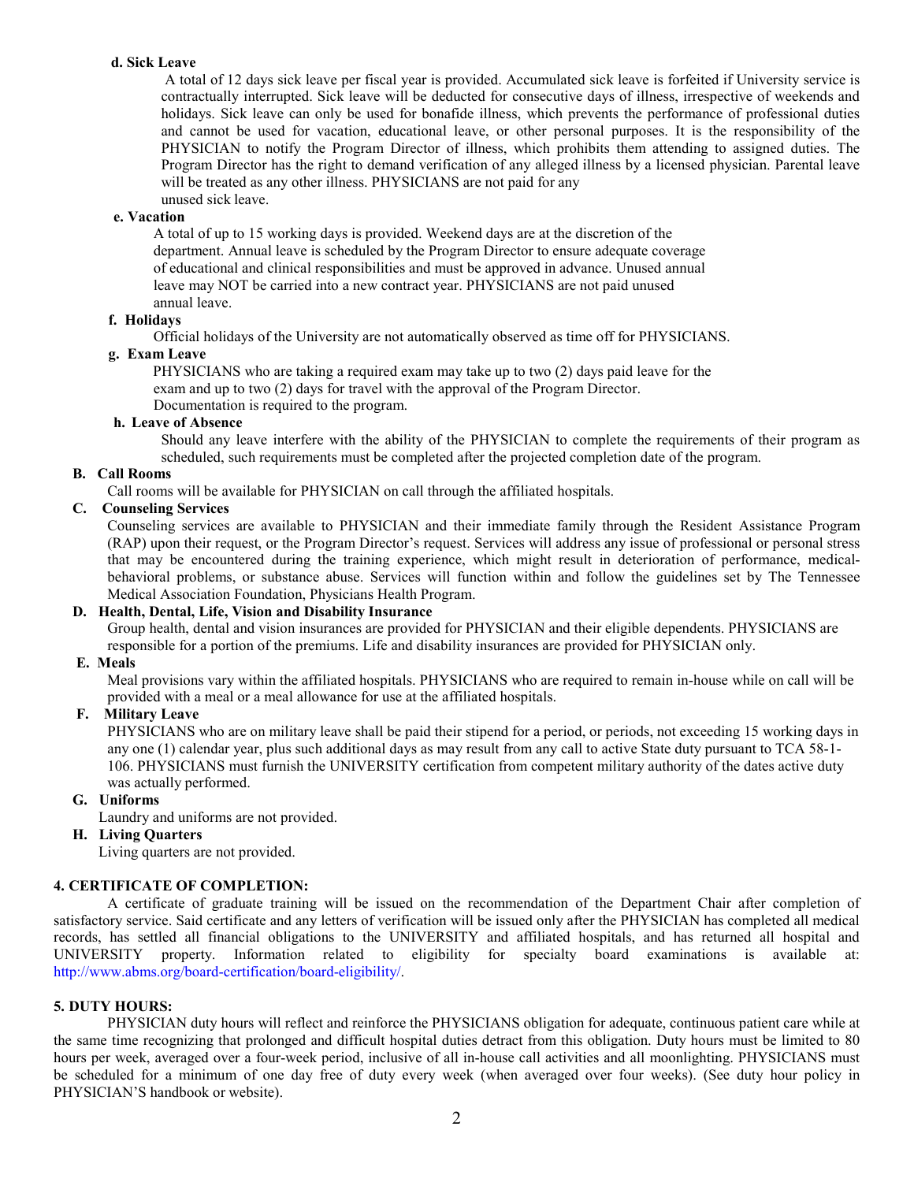**d. Sick Leave**

A total of 12 days sick leave per fiscal year is provided. Accumulated sick leave is forfeited if University service is contractually interrupted. Sick leave will be deducted for consecutive days of illness, irrespective of weekends and holidays. Sick leave can only be used for bonafide illness, which prevents the performance of professional duties and cannot be used for vacation, educational leave, or other personal purposes. It is the responsibility of the PHYSICIAN to notify the Program Director of illness, which prohibits them attending to assigned duties. The Program Director has the right to demand verification of any alleged illness by a licensed physician. Parental leave will be treated as any other illness. PHYSICIANS are not paid for any unused sick leave.

**e. Vacation**

A total of up to 15 working days is provided. Weekend days are at the discretion of the department. Annual leave is scheduled by the Program Director to ensure adequate coverage of educational and clinical responsibilities and must be approved in advance. Unused annual leave may NOT be carried into a new contract year. PHYSICIANS are not paid unused annual leave.

**f. Holidays**

Official holidays of the University are not automatically observed as time off for PHYSICIANS.

**g. Exam Leave**

PHYSICIANS who are taking a required exam may take up to two (2) days paid leave for the exam and up to two (2) days for travel with the approval of the Program Director. Documentation is required to the program.

**h. Leave of Absence**

Should any leave interfere with the ability of the PHYSICIAN to complete the requirements of their program as scheduled, such requirements must be completed after the projected completion date of the program.

**B. Call Rooms**

Call rooms will be available for PHYSICIAN on call through the affiliated hospitals.

**C. Counseling Services**

Counseling services are available to PHYSICIAN and their immediate family through the Resident Assistance Program (RAP) upon their request, or the Program Director's request. Services will address any issue of professional or personal stress that may be encountered during the training experience, which might result in deterioration of performance, medical-behavioral problems, or substance abuse. Services will function within and follow the guidelines set by The Tennessee Medical Association Foundation, Physicians Health Program.

**D. Health, Dental, Life, Vision and Disability Insurance**

Group health, dental and vision insurances are provided for PHYSICIAN and their eligible dependents. PHYSICIANS are responsible for a portion of the premiums. Life and disability insurances are provided for PHYSICIAN only.

**E. Meals**

Meal provisions vary within the affiliated hospitals. PHYSICIANS who are required to remain in-house while on call will be provided with a meal or a meal allowance for use at the affiliated hospitals.

**F. Military Leave**

PHYSICIANS who are on military leave shall be paid their stipend for a period, or periods, not exceeding 15 working days in any one (1) calendar year, plus such additional days as may result from any call to active State duty pursuant to TCA 58-1-106. PHYSICIANS must furnish the UNIVERSITY certification from competent military authority of the dates active duty was actually performed.

**G. Uniforms**

Laundry and uniforms are not provided.

**H. Living Quarters**

Living quarters are not provided.

**4. CERTIFICATE OF COMPLETION:**

A certificate of graduate training will be issued on the recommendation of the Department Chair after completion of satisfactory service. Said certificate and any letters of verification will be issued only after the PHYSICIAN has completed all medical records, has settled all financial obligations to the UNIVERSITY and affiliated hospitals, and has returned all hospital and UNIVERSITY property. Information related to eligibility for specialty board examinations is available at: http://www.abms.org/board-certification/board-eligibility/.

**5. DUTY HOURS:**

PHYSICIAN duty hours will reflect and reinforce the PHYSICIANS obligation for adequate, continuous patient care while at the same time recognizing that prolonged and difficult hospital duties detract from this obligation. Duty hours must be limited to 80 hours per week, averaged over a four-week period, inclusive of all in-house call activities and all moonlighting. PHYSICIANS must be scheduled for a minimum of one day free of duty every week (when averaged over four weeks). (See duty hour policy in PHYSICIAN'S handbook or website).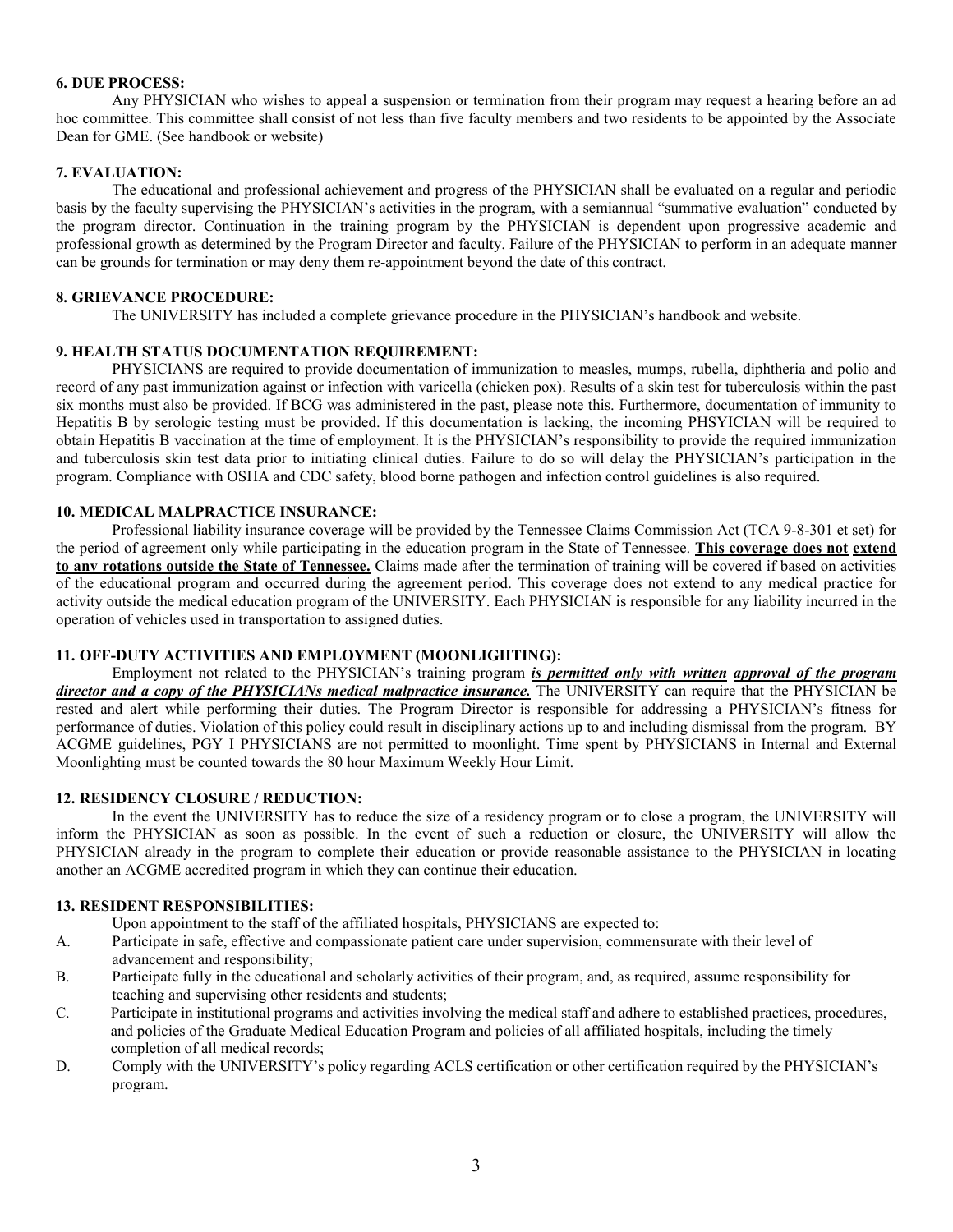### 6. DUE PROCESS:

Any PHYSICIAN who wishes to appeal a suspension or termination from their program may request a hearing before an ad hoc committee. This committee shall consist of not less than five faculty members and two residents to be appointed by the Associate Dean for GME. (See handbook or website)

### 7. EVALUATION:

The educational and professional achievement and progress of the PHYSICIAN shall be evaluated on a regular and periodic basis by the faculty supervising the PHYSICIAN's activities in the program, with a semiannual "summative evaluation" conducted by the program director. Continuation in the training program by the PHYSICIAN is dependent upon progressive academic and professional growth as determined by the Program Director and faculty. Failure of the PHYSICIAN to perform in an adequate manner can be grounds for termination or may deny them re-appointment beyond the date of this contract.

### 8. GRIEVANCE PROCEDURE:

The UNIVERSITY has included a complete grievance procedure in the PHYSICIAN's handbook and website.

### 9. HEALTH STATUS DOCUMENTATION REQUIREMENT:

PHYSICIANS are required to provide documentation of immunization to measles, mumps, rubella, diphtheria and polio and record of any past immunization against or infection with varicella (chicken pox). Results of a skin test for tuberculosis within the past six months must also be provided. If BCG was administered in the past, please note this. Furthermore, documentation of immunity to Hepatitis B by serologic testing must be provided. If this documentation is lacking, the incoming PHSYICIAN will be required to obtain Hepatitis B vaccination at the time of employment. It is the PHYSICIAN's responsibility to provide the required immunization and tuberculosis skin test data prior to initiating clinical duties. Failure to do so will delay the PHYSICIAN's participation in the program. Compliance with OSHA and CDC safety, blood borne pathogen and infection control guidelines is also required.

### 10. MEDICAL MALPRACTICE INSURANCE:

Professional liability insurance coverage will be provided by the Tennessee Claims Commission Act (TCA 9-8-301 et set) for the period of agreement only while participating in the education program in the State of Tennessee. **This coverage does not extend to any rotations outside the State of Tennessee.** Claims made after the termination of training will be covered if based on activities of the educational program and occurred during the agreement period. This coverage does not extend to any medical practice for activity outside the medical education program of the UNIVERSITY. Each PHYSICIAN is responsible for any liability incurred in the operation of vehicles used in transportation to assigned duties.

### 11. OFF-DUTY ACTIVITIES AND EMPLOYMENT (MOONLIGHTING):

Employment not related to the PHYSICIAN's training program ***is permitted only with written approval of the program director and a copy of the PHYSICIANs medical malpractice insurance.*** The UNIVERSITY can require that the PHYSICIAN be rested and alert while performing their duties. The Program Director is responsible for addressing a PHYSICIAN's fitness for performance of duties. Violation of this policy could result in disciplinary actions up to and including dismissal from the program. BY ACGME guidelines, PGY I PHYSICIANS are not permitted to moonlight. Time spent by PHYSICIANS in Internal and External Moonlighting must be counted towards the 80 hour Maximum Weekly Hour Limit.

### 12. RESIDENCY CLOSURE / REDUCTION:

In the event the UNIVERSITY has to reduce the size of a residency program or to close a program, the UNIVERSITY will inform the PHYSICIAN as soon as possible. In the event of such a reduction or closure, the UNIVERSITY will allow the PHYSICIAN already in the program to complete their education or provide reasonable assistance to the PHYSICIAN in locating another an ACGME accredited program in which they can continue their education.

### 13. RESIDENT RESPONSIBILITIES:

Upon appointment to the staff of the affiliated hospitals, PHYSICIANS are expected to:

A. Participate in safe, effective and compassionate patient care under supervision, commensurate with their level of advancement and responsibility;

B. Participate fully in the educational and scholarly activities of their program, and, as required, assume responsibility for teaching and supervising other residents and students;

C. Participate in institutional programs and activities involving the medical staff and adhere to established practices, procedures, and policies of the Graduate Medical Education Program and policies of all affiliated hospitals, including the timely completion of all medical records;

D. Comply with the UNIVERSITY's policy regarding ACLS certification or other certification required by the PHYSICIAN's program.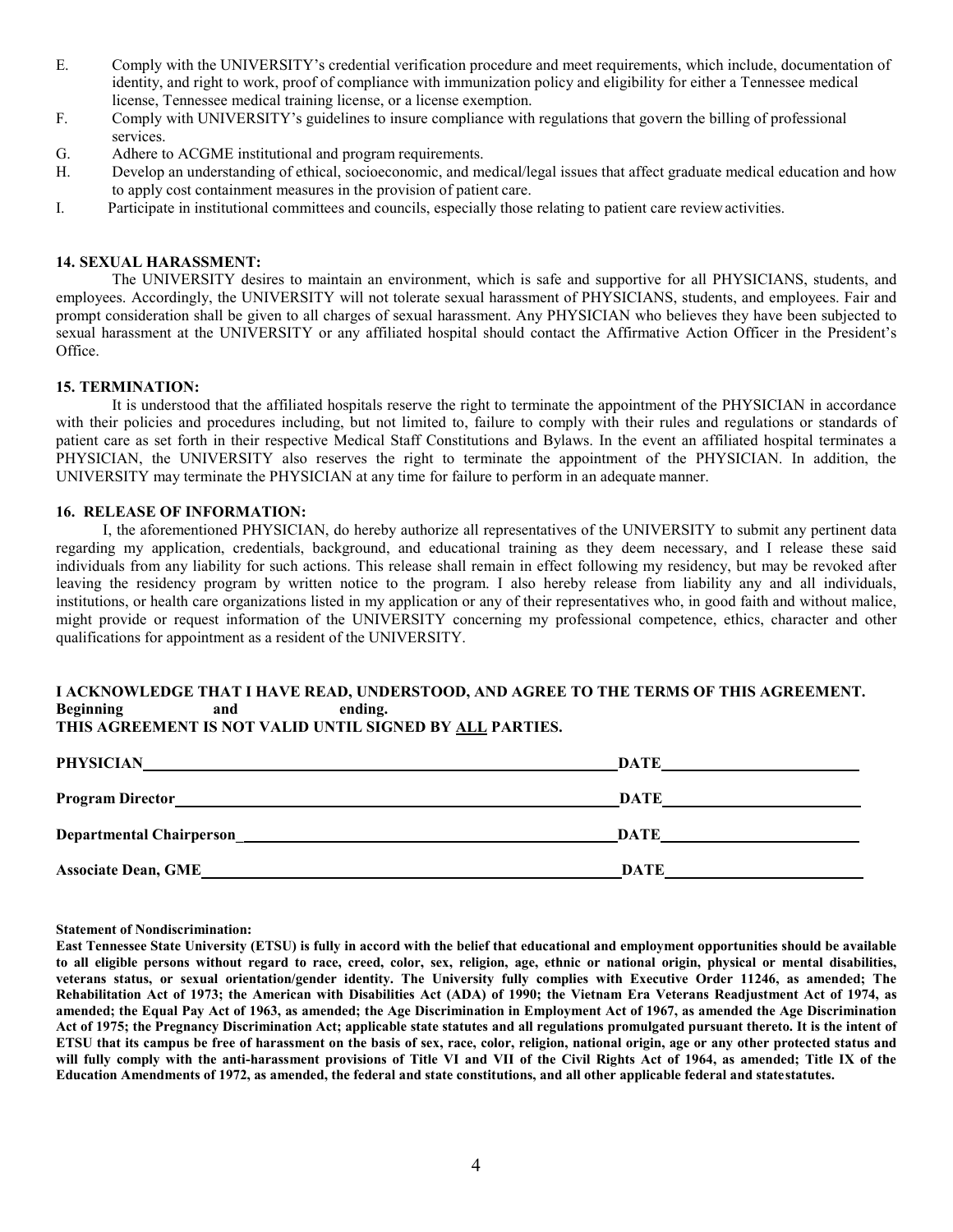E. Comply with the UNIVERSITY's credential verification procedure and meet requirements, which include, documentation of identity, and right to work, proof of compliance with immunization policy and eligibility for either a Tennessee medical license, Tennessee medical training license, or a license exemption.

F. Comply with UNIVERSITY's guidelines to insure compliance with regulations that govern the billing of professional services.

G. Adhere to ACGME institutional and program requirements.

H. Develop an understanding of ethical, socioeconomic, and medical/legal issues that affect graduate medical education and how to apply cost containment measures in the provision of patient care.

I. Participate in institutional committees and councils, especially those relating to patient care review activities.

**14. SEXUAL HARASSMENT:**

The UNIVERSITY desires to maintain an environment, which is safe and supportive for all PHYSICIANS, students, and employees. Accordingly, the UNIVERSITY will not tolerate sexual harassment of PHYSICIANS, students, and employees. Fair and prompt consideration shall be given to all charges of sexual harassment. Any PHYSICIAN who believes they have been subjected to sexual harassment at the UNIVERSITY or any affiliated hospital should contact the Affirmative Action Officer in the President's Office.

**15. TERMINATION:**

It is understood that the affiliated hospitals reserve the right to terminate the appointment of the PHYSICIAN in accordance with their policies and procedures including, but not limited to, failure to comply with their rules and regulations or standards of patient care as set forth in their respective Medical Staff Constitutions and Bylaws. In the event an affiliated hospital terminates a PHYSICIAN, the UNIVERSITY also reserves the right to terminate the appointment of the PHYSICIAN. In addition, the UNIVERSITY may terminate the PHYSICIAN at any time for failure to perform in an adequate manner.

**16. RELEASE OF INFORMATION:**

I, the aforementioned PHYSICIAN, do hereby authorize all representatives of the UNIVERSITY to submit any pertinent data regarding my application, credentials, background, and educational training as they deem necessary, and I release these said individuals from any liability for such actions. This release shall remain in effect following my residency, but may be revoked after leaving the residency program by written notice to the program. I also hereby release from liability any and all individuals, institutions, or health care organizations listed in my application or any of their representatives who, in good faith and without malice, might provide or request information of the UNIVERSITY concerning my professional competence, ethics, character and other qualifications for appointment as a resident of the UNIVERSITY.

**I ACKNOWLEDGE THAT I HAVE READ, UNDERSTOOD, AND AGREE TO THE TERMS OF THIS AGREEMENT.**
**Beginning and ending.**
**THIS AGREEMENT IS NOT VALID UNTIL SIGNED BY ALL PARTIES.**

**PHYSICIAN**\_\_\_\_\_\_\_\_\_\_\_\_\_\_\_\_\_\_\_\_\_\_\_\_\_\_\_\_\_\_\_\_\_\_\_\_\_\_\_\_ **DATE**\_\_\_\_\_\_\_\_\_\_\_\_\_\_\_\_\_\_

**Program Director**\_\_\_\_\_\_\_\_\_\_\_\_\_\_\_\_\_\_\_\_\_\_\_\_\_\_\_\_\_\_\_\_\_\_\_\_ **DATE**\_\_\_\_\_\_\_\_\_\_\_\_\_\_\_\_\_\_

**Departmental Chairperson**\_\_\_\_\_\_\_\_\_\_\_\_\_\_\_\_\_\_\_\_\_\_\_\_\_\_\_\_\_\_ **DATE**\_\_\_\_\_\_\_\_\_\_\_\_\_\_\_\_\_\_

**Associate Dean, GME**\_\_\_\_\_\_\_\_\_\_\_\_\_\_\_\_\_\_\_\_\_\_\_\_\_\_\_\_\_\_\_\_\_\_ **DATE**\_\_\_\_\_\_\_\_\_\_\_\_\_\_\_\_\_\_

**Statement of Nondiscrimination:**

**East Tennessee State University (ETSU) is fully in accord with the belief that educational and employment opportunities should be available to all eligible persons without regard to race, creed, color, sex, religion, age, ethnic or national origin, physical or mental disabilities, veterans status, or sexual orientation/gender identity. The University fully complies with Executive Order 11246, as amended; The Rehabilitation Act of 1973; the American with Disabilities Act (ADA) of 1990; the Vietnam Era Veterans Readjustment Act of 1974, as amended; the Equal Pay Act of 1963, as amended; the Age Discrimination in Employment Act of 1967, as amended the Age Discrimination Act of 1975; the Pregnancy Discrimination Act; applicable state statutes and all regulations promulgated pursuant thereto. It is the intent of ETSU that its campus be free of harassment on the basis of sex, race, color, religion, national origin, age or any other protected status and will fully comply with the anti-harassment provisions of Title VI and VII of the Civil Rights Act of 1964, as amended; Title IX of the Education Amendments of 1972, as amended, the federal and state constitutions, and all other applicable federal and statestatutes.**